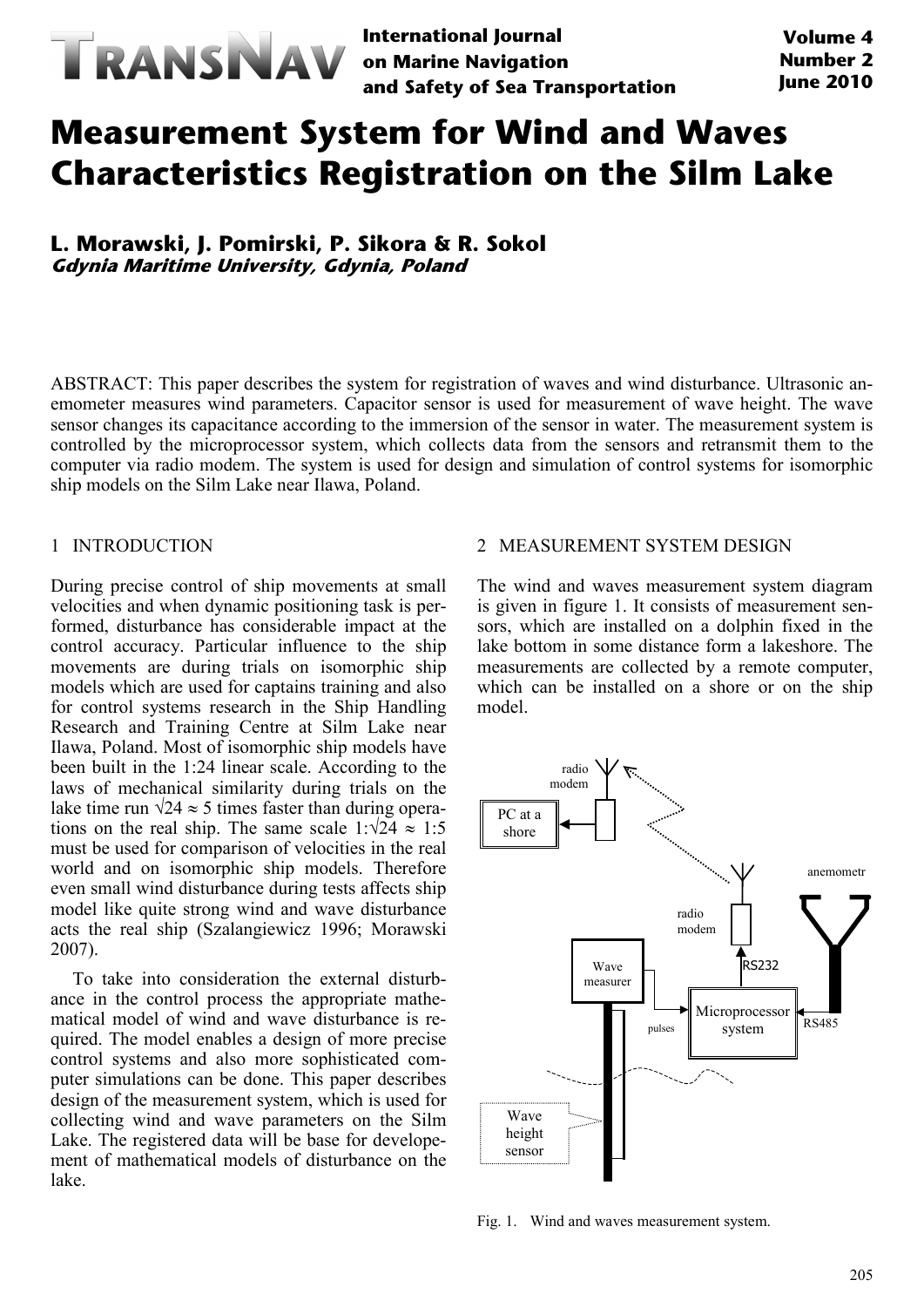# Measurement System for Wind and Waves Characteristics Registration on the Silm Lake

**L. Morawski, J. Pomirski, P. Sikora & R. Sokol**
***Gdynia Maritime University, Gdynia, Poland***

ABSTRACT: This paper describes the system for registration of waves and wind disturbance. Ultrasonic anemometer measures wind parameters. Capacitor sensor is used for measurement of wave height. The wave sensor changes its capacitance according to the immersion of the sensor in water. The measurement system is controlled by the microprocessor system, which collects data from the sensors and retransmit them to the computer via radio modem. The system is used for design and simulation of control systems for isomorphic ship models on the Silm Lake near Ilawa, Poland.

## 1 INTRODUCTION

During precise control of ship movements at small velocities and when dynamic positioning task is performed, disturbance has considerable impact at the control accuracy. Particular influence to the ship movements are during trials on isomorphic ship models which are used for captains training and also for control systems research in the Ship Handling Research and Training Centre at Silm Lake near Ilawa, Poland. Most of isomorphic ship models have been built in the 1:24 linear scale. According to the laws of mechanical similarity during trials on the lake time run $\sqrt{24} \approx 5$ times faster than during operations on the real ship. The same scale $1:\sqrt{24} \approx 1:5$ must be used for comparison of velocities in the real world and on isomorphic ship models. Therefore even small wind disturbance during tests affects ship model like quite strong wind and wave disturbance acts the real ship (Szalangiewicz 1996; Morawski 2007).

To take into consideration the external disturbance in the control process the appropriate mathematical model of wind and wave disturbance is required. The model enables a design of more precise control systems and also more sophisticated computer simulations can be done. This paper describes design of the measurement system, which is used for collecting wind and wave parameters on the Silm Lake. The registered data will be base for developement of mathematical models of disturbance on the lake.

## 2 MEASUREMENT SYSTEM DESIGN

The wind and waves measurement system diagram is given in figure 1. It consists of measurement sensors, which are installed on a dolphin fixed in the lake bottom in some distance form a lakeshore. The measurements are collected by a remote computer, which can be installed on a shore or on the ship model.

Fig. 1. Wind and waves measurement system.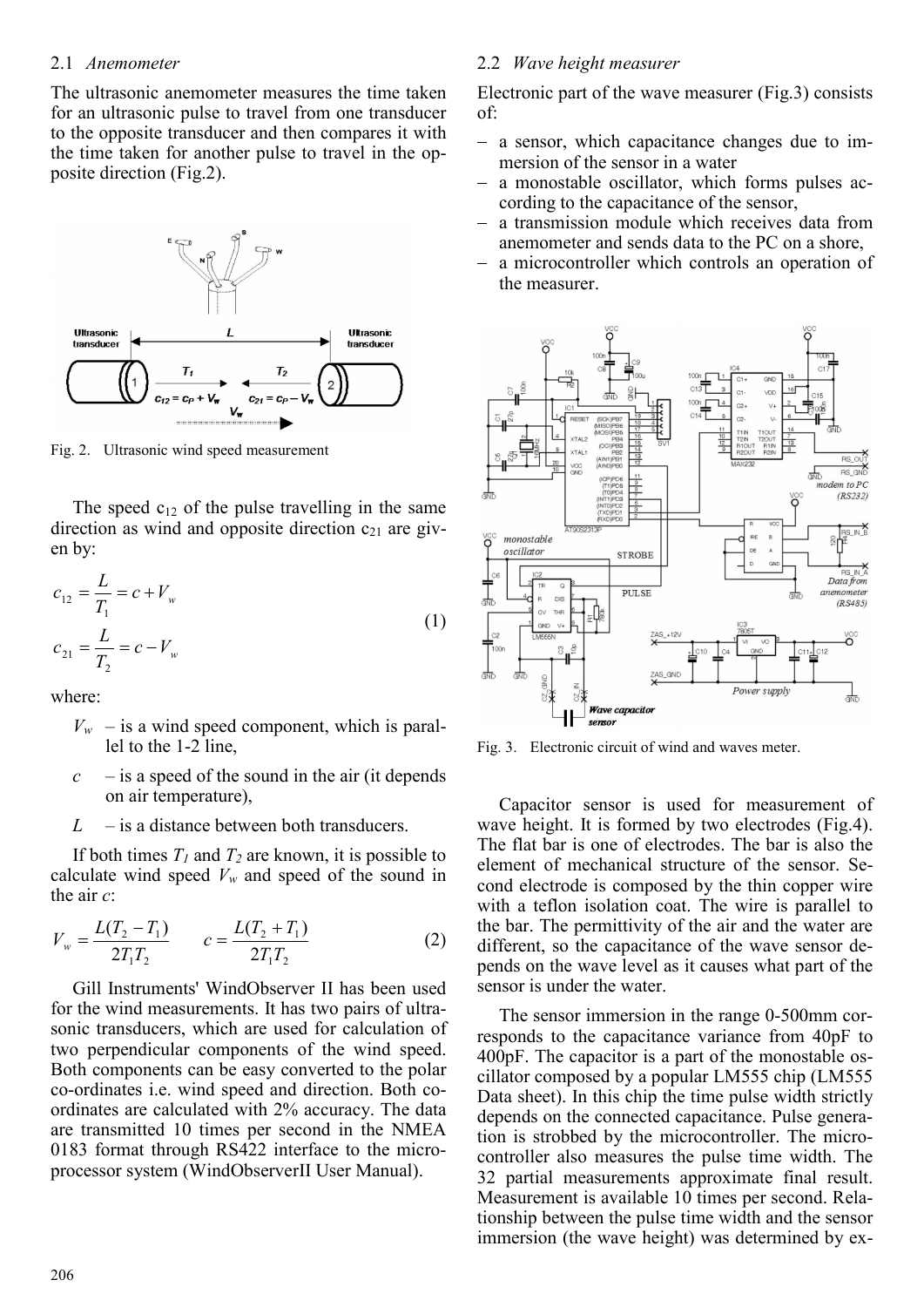### 2.1 *Anemometer*

The ultrasonic anemometer measures the time taken for an ultrasonic pulse to travel from one transducer to the opposite transducer and then compares it with the time taken for another pulse to travel in the opposite direction (Fig.2).

Fig. 2. Ultrasonic wind speed measurement

The speed $c_{12}$ of the pulse travelling in the same direction as wind and opposite direction $c_{21}$ are given by:

$$
\begin{aligned}
c_{12} &= \frac{L}{T_1} = c + V_w \\
c_{21} &= \frac{L}{T_2} = c - V_w
\end{aligned}
\tag{1}
$$

where:

- $V_w$ – is a wind speed component, which is parallel to the 1-2 line,
- $c$ – is a speed of the sound in the air (it depends on air temperature),
- $L$ – is a distance between both transducers.

If both times $T_1$ and $T_2$ are known, it is possible to calculate wind speed $V_w$ and speed of the sound in the air $c$:

$$
V_w = \frac{L(T_2 - T_1)}{2T_1T_2} \qquad c = \frac{L(T_2 + T_1)}{2T_1T_2}
\tag{2}
$$

Gill Instruments' WindObserver II has been used for the wind measurements. It has two pairs of ultrasonic transducers, which are used for calculation of two perpendicular components of the wind speed. Both components can be easy converted to the polar co-ordinates i.e. wind speed and direction. Both co-ordinates are calculated with 2% accuracy. The data are transmitted 10 times per second in the NMEA 0183 format through RS422 interface to the microprocessor system (WindObserverII User Manual).

### 2.2 *Wave height measurer*

Electronic part of the wave measurer (Fig.3) consists of:

- a sensor, which capacitance changes due to immersion of the sensor in a water
- a monostable oscillator, which forms pulses according to the capacitance of the sensor,
- a transmission module which receives data from anemometer and sends data to the PC on a shore,
- a microcontroller which controls an operation of the measurer.

Fig. 3. Electronic circuit of wind and waves meter.

Capacitor sensor is used for measurement of wave height. It is formed by two electrodes (Fig.4). The flat bar is one of electrodes. The bar is also the element of mechanical structure of the sensor. Second electrode is composed by the thin copper wire with a teflon isolation coat. The wire is parallel to the bar. The permittivity of the air and the water are different, so the capacitance of the wave sensor depends on the wave level as it causes what part of the sensor is under the water.

The sensor immersion in the range 0-500mm corresponds to the capacitance variance from 40pF to 400pF. The capacitor is a part of the monostable oscillator composed by a popular LM555 chip (LM555 Data sheet). In this chip the time pulse width strictly depends on the connected capacitance. Pulse generation is strobbed by the microcontroller. The microcontroller also measures the pulse time width. The 32 partial measurements approximate final result. Measurement is available 10 times per second. Relationship between the pulse time width and the sensor immersion (the wave height) was determined by ex-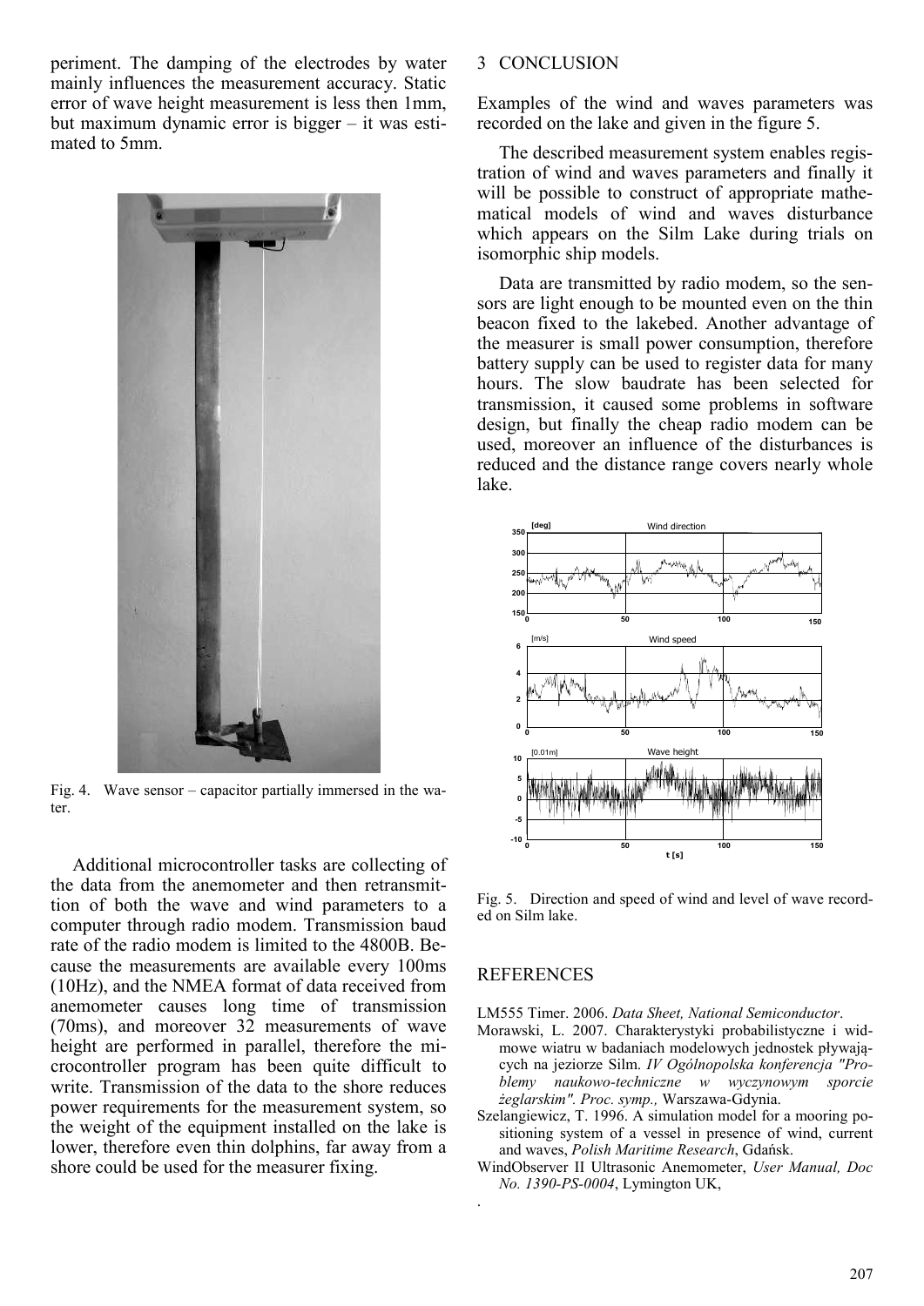periment. The damping of the electrodes by water mainly influences the measurement accuracy. Static error of wave height measurement is less then 1mm, but maximum dynamic error is bigger – it was estimated to 5mm.

Fig. 4. Wave sensor – capacitor partially immersed in the water.

Additional microcontroller tasks are collecting of the data from the anemometer and then retransmittion of both the wave and wind parameters to a computer through radio modem. Transmission baud rate of the radio modem is limited to the 4800B. Because the measurements are available every 100ms (10Hz), and the NMEA format of data received from anemometer causes long time of transmission (70ms), and moreover 32 measurements of wave height are performed in parallel, therefore the microcontroller program has been quite difficult to write. Transmission of the data to the shore reduces power requirements for the measurement system, so the weight of the equipment installed on the lake is lower, therefore even thin dolphins, far away from a shore could be used for the measurer fixing.

## 3 CONCLUSION

Examples of the wind and waves parameters was recorded on the lake and given in the figure 5.

The described measurement system enables registration of wind and waves parameters and finally it will be possible to construct of appropriate mathematical models of wind and waves disturbance which appears on the Silm Lake during trials on isomorphic ship models.

Data are transmitted by radio modem, so the sensors are light enough to be mounted even on the thin beacon fixed to the lakebed. Another advantage of the measurer is small power consumption, therefore battery supply can be used to register data for many hours. The slow baudrate has been selected for transmission, it caused some problems in software design, but finally the cheap radio modem can be used, moreover an influence of the disturbances is reduced and the distance range covers nearly whole lake.

Wind direction
[deg]
350
300
250
200
150
0 50 100 150

Wind speed
[m/s]
6
4
2
0
0 50 100 150

Wave height
[0.01m]
10
5
0
-5
-10
0 50 100 150
t [s]

Fig. 5. Direction and speed of wind and level of wave recorded on Silm lake.

## REFERENCES

LM555 Timer. 2006. *Data Sheet, National Semiconductor*.

Morawski, L. 2007. Charakterystyki probabilistyczne i widmowe wiatru w badaniach modelowych jednostek pływających na jeziorze Silm. *IV Ogólnopolska konferencja "Problemy naukowo-techniczne w wyczynowym sporcie żeglarskim". Proc. symp.,* Warszawa-Gdynia.

Szelangiewicz, T. 1996. A simulation model for a mooring positioning system of a vessel in presence of wind, current and waves, *Polish Maritime Research*, Gdańsk.

WindObserver II Ultrasonic Anemometer, *User Manual, Doc No. 1390-PS-0004*, Lymington UK,